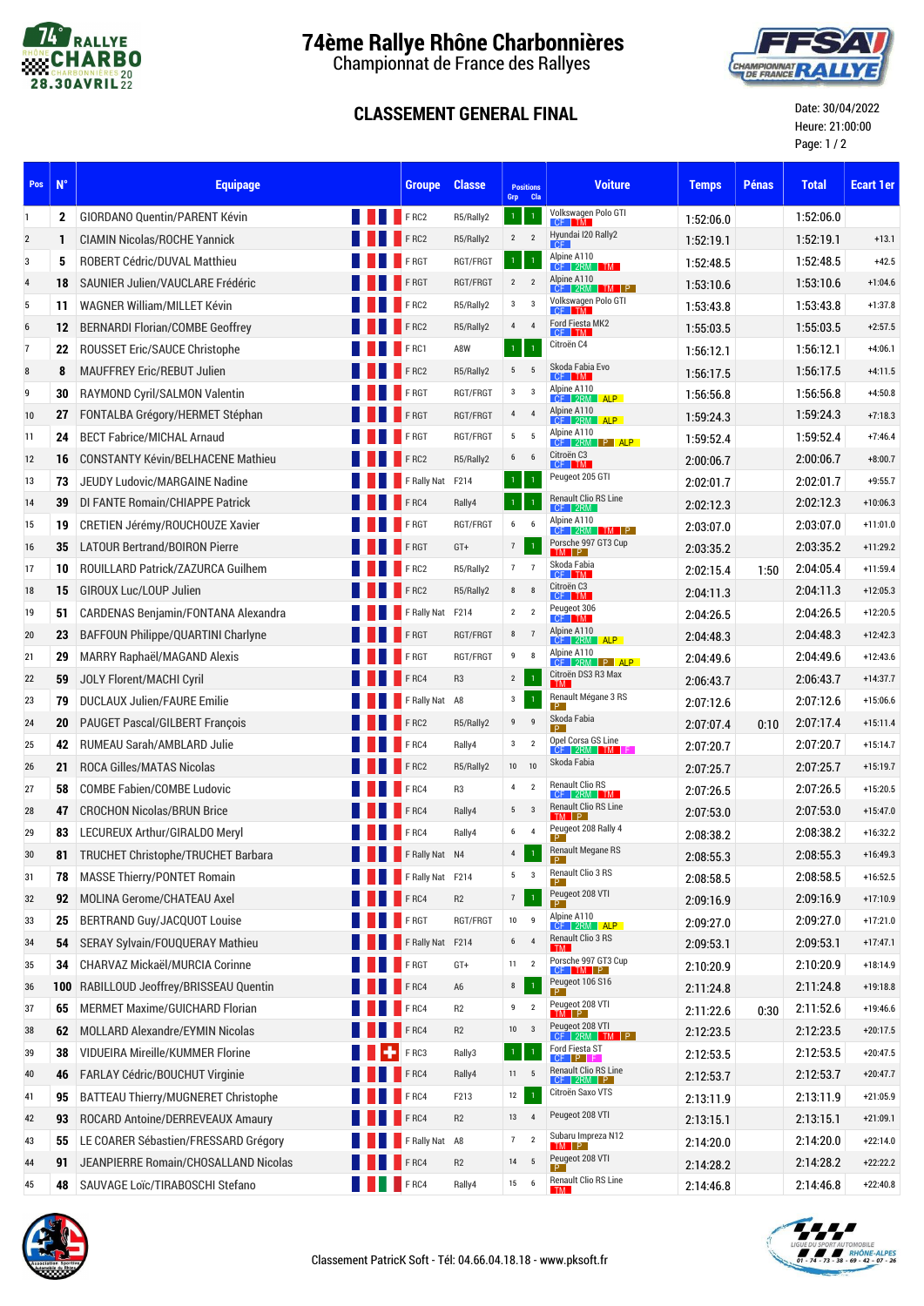# 74ème Rallye Rhône Charbonnières

Championnat de France des Rallyes

## CLASSEMENT GENERAL FINAL

Date: 30/04/2022
Heure: 21:00:00

| Pos | N° | Equipage | Groupe | Classe | Positions Grp | Positions Cla | Voiture | Temps | Pénas | Total | Ecart 1er |
|---|---|---|---|---|---|---|---|---|---|---|---|
| 1 | 2 | GIORDANO Quentin/PARENT Kévin | F RC2 | R5/Rally2 | 1 | 1 | Volkswagen Polo GTI (CF TM) | 1:52:06.0 | | 1:52:06.0 | |
| 2 | 1 | CIAMIN Nicolas/ROCHE Yannick | F RC2 | R5/Rally2 | 2 | 2 | Hyundai I20 Rally2 (CF) | 1:52:19.1 | | 1:52:19.1 | +13.1 |
| 3 | 5 | ROBERT Cédric/DUVAL Matthieu | F RGT | RGT/FRGT | 1 | 1 | Alpine A110 (CF 2RM TM) | 1:52:48.5 | | 1:52:48.5 | +42.5 |
| 4 | 18 | SAUNIER Julien/VAUCLARE Frédéric | F RGT | RGT/FRGT | 2 | 2 | Alpine A110 (CF 2RM TM P) | 1:53:10.6 | | 1:53:10.6 | +1:04.6 |
| 5 | 11 | WAGNER William/MILLET Kévin | F RC2 | R5/Rally2 | 3 | 3 | Volkswagen Polo GTI (CF TM) | 1:53:43.8 | | 1:53:43.8 | +1:37.8 |
| 6 | 12 | BERNARDI Florian/COMBE Geoffrey | F RC2 | R5/Rally2 | 4 | 4 | Ford Fiesta MK2 (CF TM) | 1:55:03.5 | | 1:55:03.5 | +2:57.5 |
| 7 | 22 | ROUSSET Eric/SAUCE Christophe | F RC1 | A8W | 1 | 1 | Citroën C4 | 1:56:12.1 | | 1:56:12.1 | +4:06.1 |
| 8 | 8 | MAUFFREY Eric/REBUT Julien | F RC2 | R5/Rally2 | 5 | 5 | Skoda Fabia Evo (CF TM) | 1:56:17.5 | | 1:56:17.5 | +4:11.5 |
| 9 | 30 | RAYMOND Cyril/SALMON Valentin | F RGT | RGT/FRGT | 3 | 3 | Alpine A110 (CF 2RM ALP) | 1:56:56.8 | | 1:56:56.8 | +4:50.8 |
| 10 | 27 | FONTALBA Grégory/HERMET Stéphan | F RGT | RGT/FRGT | 4 | 4 | Alpine A110 (CF 2RM ALP) | 1:59:24.3 | | 1:59:24.3 | +7:18.3 |
| 11 | 24 | BECT Fabrice/MICHAL Arnaud | F RGT | RGT/FRGT | 5 | 5 | Alpine A110 (CF 2RM P ALP) | 1:59:52.4 | | 1:59:52.4 | +7:46.4 |
| 12 | 16 | CONSTANTY Kévin/BELHACENE Mathieu | F RC2 | R5/Rally2 | 6 | 6 | Citroën C3 (CF TM) | 2:00:06.7 | | 2:00:06.7 | +8:00.7 |
| 13 | 73 | JEUDY Ludovic/MARGAINE Nadine | F Rally Nat | F214 | 1 | 1 | Peugeot 205 GTI | 2:02:01.7 | | 2:02:01.7 | +9:55.7 |
| 14 | 39 | DI FANTE Romain/CHIAPPE Patrick | F RC4 | Rally4 | 1 | 1 | Renault Clio RS Line (CF 2RM) | 2:02:12.3 | | 2:02:12.3 | +10:06.3 |
| 15 | 19 | CRETIEN Jérémy/ROUCHOUZE Xavier | F RGT | RGT/FRGT | 6 | 6 | Alpine A110 (CF 2RM TM P) | 2:03:07.0 | | 2:03:07.0 | +11:01.0 |
| 16 | 35 | LATOUR Bertrand/BOIRON Pierre | F RGT | GT+ | 7 | 1 | Porsche 997 GT3 Cup (TM P) | 2:03:35.2 | | 2:03:35.2 | +11:29.2 |
| 17 | 10 | ROUILLARD Patrick/ZAZURCA Guilhem | F RC2 | R5/Rally2 | 7 | 7 | Skoda Fabia (CF TM) | 2:02:15.4 | 1:50 | 2:04:05.4 | +11:59.4 |
| 18 | 15 | GIROUX Luc/LOUP Julien | F RC2 | R5/Rally2 | 8 | 8 | Citroën C3 (CF TM) | 2:04:11.3 | | 2:04:11.3 | +12:05.3 |
| 19 | 51 | CARDENAS Benjamin/FONTANA Alexandra | F Rally Nat | F214 | 2 | 2 | Peugeot 306 (CF TM) | 2:04:26.5 | | 2:04:26.5 | +12:20.5 |
| 20 | 23 | BAFFOUN Philippe/QUARTINI Charlyne | F RGT | RGT/FRGT | 8 | 7 | Alpine A110 (CF 2RM ALP) | 2:04:48.3 | | 2:04:48.3 | +12:42.3 |
| 21 | 29 | MARRY Raphaël/MAGAND Alexis | F RGT | RGT/FRGT | 9 | 8 | Alpine A110 (CF 2RM P ALP) | 2:04:49.6 | | 2:04:49.6 | +12:43.6 |
| 22 | 59 | JOLY Florent/MACHI Cyril | F RC4 | R3 | 2 | 1 | Citroën DS3 R3 Max (TM) | 2:06:43.7 | | 2:06:43.7 | +14:37.7 |
| 23 | 79 | DUCLAUX Julien/FAURE Emilie | F Rally Nat | A8 | 3 | 1 | Renault Mégane 3 RS (P) | 2:07:12.6 | | 2:07:12.6 | +15:06.6 |
| 24 | 20 | PAUGET Pascal/GILBERT François | F RC2 | R5/Rally2 | 9 | 9 | Skoda Fabia (P) | 2:07:07.4 | 0:10 | 2:07:17.4 | +15:11.4 |
| 25 | 42 | RUMEAU Sarah/AMBLARD Julie | F RC4 | Rally4 | 3 | 2 | Opel Corsa GS Line (CF 2RM TM F) | 2:07:20.7 | | 2:07:20.7 | +15:14.7 |
| 26 | 21 | ROCA Gilles/MATAS Nicolas | F RC2 | R5/Rally2 | 10 | 10 | Skoda Fabia | 2:07:25.7 | | 2:07:25.7 | +15:19.7 |
| 27 | 58 | COMBE Fabien/COMBE Ludovic | F RC4 | R3 | 4 | 2 | Renault Clio RS (CF 2RM TM) | 2:07:26.5 | | 2:07:26.5 | +15:20.5 |
| 28 | 47 | CROCHON Nicolas/BRUN Brice | F RC4 | Rally4 | 5 | 3 | Renault Clio RS Line (TM P) | 2:07:53.0 | | 2:07:53.0 | +15:47.0 |
| 29 | 83 | LECUREUX Arthur/GIRALDO Meryl | F RC4 | Rally4 | 6 | 4 | Peugeot 208 Rally 4 (P) | 2:08:38.2 | | 2:08:38.2 | +16:32.2 |
| 30 | 81 | TRUCHET Christophe/TRUCHET Barbara | F Rally Nat | N4 | 4 | 1 | Renault Megane RS (P) | 2:08:55.3 | | 2:08:55.3 | +16:49.3 |
| 31 | 78 | MASSE Thierry/PONTET Romain | F Rally Nat | F214 | 5 | 3 | Renault Clio 3 RS (P) | 2:08:58.5 | | 2:08:58.5 | +16:52.5 |
| 32 | 92 | MOLINA Gerome/CHATEAU Axel | F RC4 | R2 | 7 | 1 | Peugeot 208 VTI (P) | 2:09:16.9 | | 2:09:16.9 | +17:10.9 |
| 33 | 25 | BERTRAND Guy/JACQUOT Louise | F RGT | RGT/FRGT | 10 | 9 | Alpine A110 (CF 2RM ALP) | 2:09:27.0 | | 2:09:27.0 | +17:21.0 |
| 34 | 54 | SERAY Sylvain/FOUQUERAY Mathieu | F Rally Nat | F214 | 6 | 4 | Renault Clio 3 RS (TM) | 2:09:53.1 | | 2:09:53.1 | +17:47.1 |
| 35 | 34 | CHARVAZ Mickaël/MURCIA Corinne | F RGT | GT+ | 11 | 2 | Porsche 997 GT3 Cup (CF TM P) | 2:10:20.9 | | 2:10:20.9 | +18:14.9 |
| 36 | 100 | RABILLOUD Jeoffrey/BRISSEAU Quentin | F RC4 | A6 | 8 | 1 | Peugeot 106 S16 (P) | 2:11:24.8 | | 2:11:24.8 | +19:18.8 |
| 37 | 65 | MERMET Maxime/GUICHARD Florian | F RC4 | R2 | 9 | 2 | Peugeot 208 VTI (TM P) | 2:11:22.6 | 0:30 | 2:11:52.6 | +19:46.6 |
| 38 | 62 | MOLLARD Alexandre/EYMIN Nicolas | F RC4 | R2 | 10 | 3 | Peugeot 208 VTI (CF 2RM TM P) | 2:12:23.5 | | 2:12:23.5 | +20:17.5 |
| 39 | 38 | VIDUEIRA Mireille/KUMMER Florine | F RC3 | Rally3 | 1 | 1 | Ford Fiesta ST (CF P F) | 2:12:53.5 | | 2:12:53.5 | +20:47.5 |
| 40 | 46 | FARLAY Cédric/BOUCHUT Virginie | F RC4 | Rally4 | 11 | 5 | Renault Clio RS Line (CF 2RM) | 2:12:53.7 | | 2:12:53.7 | +20:47.7 |
| 41 | 95 | BATTEAU Thierry/MUGNERET Christophe | F RC4 | F213 | 12 | 1 | Citroën Saxo VTS | 2:13:11.9 | | 2:13:11.9 | +21:05.9 |
| 42 | 93 | ROCARD Antoine/DERREVEAUX Amaury | F RC4 | R2 | 13 | 4 | Peugeot 208 VTI | 2:13:15.1 | | 2:13:15.1 | +21:09.1 |
| 43 | 55 | LE COARER Sébastien/FRESSARD Grégory | F Rally Nat | A8 | 7 | 2 | Subaru Impreza N12 (TM P) | 2:14:20.0 | | 2:14:20.0 | +22:14.0 |
| 44 | 91 | JEANPIERRE Romain/CHOSALLAND Nicolas | F RC4 | R2 | 14 | 5 | Peugeot 208 VTI (P) | 2:14:28.2 | | 2:14:28.2 | +22:22.2 |
| 45 | 48 | SAUVAGE Loïc/TIRABOSCHI Stefano | F RC4 | Rally4 | 15 | 6 | Renault Clio RS Line (TM) | 2:14:46.8 | | 2:14:46.8 | +22:40.8 |

Classement PatricK Soft - Tél: 04.66.04.18.18 - www.pksoft.fr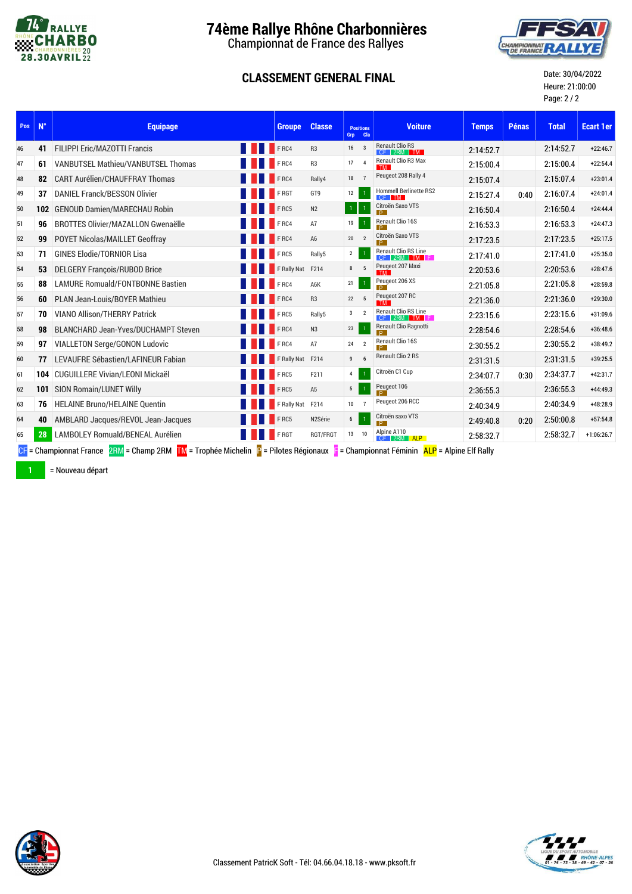# 74ème Rallye Rhône Charbonnières

Championnat de France des Rallyes

## CLASSEMENT GENERAL FINAL

Date: 30/04/2022
Heure: 21:00:00

| Pos | N° | Equipage | Groupe | Classe | Positions Grp | Positions Cla | Voiture | Temps | Pénas | Total | Ecart 1er |
|---|---|---|---|---|---|---|---|---|---|---|---|
| 46 | 41 | FILIPPI Eric/MAZOTTI Francis | F RC4 | R3 | 16 | 3 | Renault Clio RS CF 2RM TM | 2:14:52.7 | | 2:14:52.7 | +22:46.7 |
| 47 | 61 | VANBUTSEL Mathieu/VANBUTSEL Thomas | F RC4 | R3 | 17 | 4 | Renault Clio R3 Max TM | 2:15:00.4 | | 2:15:00.4 | +22:54.4 |
| 48 | 82 | CART Aurélien/CHAUFFRAY Thomas | F RC4 | Rally4 | 18 | 7 | Peugeot 208 Rally 4 | 2:15:07.4 | | 2:15:07.4 | +23:01.4 |
| 49 | 37 | DANIEL Franck/BESSON Olivier | F RGT | GT9 | 12 | 1 | Hommell Berlinette RS2 CF TM | 2:15:27.4 | 0:40 | 2:16:07.4 | +24:01.4 |
| 50 | 102 | GENOUD Damien/MARECHAU Robin | F RC5 | N2 | 1 | 1 | Citroën Saxo VTS P | 2:16:50.4 | | 2:16:50.4 | +24:44.4 |
| 51 | 96 | BROTTES Olivier/MAZALLON Gwenaëlle | F RC4 | A7 | 19 | 1 | Renault Clio 16S P | 2:16:53.3 | | 2:16:53.3 | +24:47.3 |
| 52 | 99 | POYET Nicolas/MAILLET Geoffray | F RC4 | A6 | 20 | 2 | Citroën Saxo VTS P | 2:17:23.5 | | 2:17:23.5 | +25:17.5 |
| 53 | 71 | GINES Elodie/TORNIOR Lisa | F RC5 | Rally5 | 2 | 1 | Renault Clio RS Line CF 2RM TM F | 2:17:41.0 | | 2:17:41.0 | +25:35.0 |
| 54 | 53 | DELGERY François/RUBOD Brice | F Rally Nat | F214 | 8 | 5 | Peugeot 207 Maxi TM | 2:20:53.6 | | 2:20:53.6 | +28:47.6 |
| 55 | 88 | LAMURE Romuald/FONTBONNE Bastien | F RC4 | A6K | 21 | 1 | Peugeot 206 XS P | 2:21:05.8 | | 2:21:05.8 | +28:59.8 |
| 56 | 60 | PLAN Jean-Louis/BOYER Mathieu | F RC4 | R3 | 22 | 5 | Peugeot 207 RC TM | 2:21:36.0 | | 2:21:36.0 | +29:30.0 |
| 57 | 70 | VIANO Allison/THERRY Patrick | F RC5 | Rally5 | 3 | 2 | Renault Clio RS Line CF 2RM TM F | 2:23:15.6 | | 2:23:15.6 | +31:09.6 |
| 58 | 98 | BLANCHARD Jean-Yves/DUCHAMPT Steven | F RC4 | N3 | 23 | 1 | Renault Clio Ragnotti P | 2:28:54.6 | | 2:28:54.6 | +36:48.6 |
| 59 | 97 | VIALLETON Serge/GONON Ludovic | F RC4 | A7 | 24 | 2 | Renault Clio 16S P | 2:30:55.2 | | 2:30:55.2 | +38:49.2 |
| 60 | 77 | LEVAUFRE Sébastien/LAFINEUR Fabian | F Rally Nat | F214 | 9 | 6 | Renault Clio 2 RS | 2:31:31.5 | | 2:31:31.5 | +39:25.5 |
| 61 | 104 | CUGUILLERE Vivian/LEONI Mickaël | F RC5 | F211 | 4 | 1 | Citroën C1 Cup | 2:34:07.7 | 0:30 | 2:34:37.7 | +42:31.7 |
| 62 | 101 | SION Romain/LUNET Willy | F RC5 | A5 | 5 | 1 | Peugeot 106 P | 2:36:55.3 | | 2:36:55.3 | +44:49.3 |
| 63 | 76 | HELAINE Bruno/HELAINE Quentin | F Rally Nat | F214 | 10 | 7 | Peugeot 206 RCC | 2:40:34.9 | | 2:40:34.9 | +48:28.9 |
| 64 | 40 | AMBLARD Jacques/REVOL Jean-Jacques | F RC5 | N2Série | 6 | 1 | Citroën saxo VTS P | 2:49:40.8 | 0:20 | 2:50:00.8 | +57:54.8 |
| 65 | 28 | LAMBOLEY Romuald/BENEAL Aurélien | F RGT | RGT/FGT | 13 | 10 | Alpine A110 CF 2RM ALP | 2:58:32.7 | | 2:58:32.7 | +1:06:26.7 |

CF = Championnat France 2RM = Champ 2RM TM = Trophée Michelin P = Pilotes Régionaux F = Championnat Féminin ALP = Alpine Elf Rally

1 = Nouveau départ

Classement PatricK Soft - Tél: 04.66.04.18.18 - www.pksoft.fr